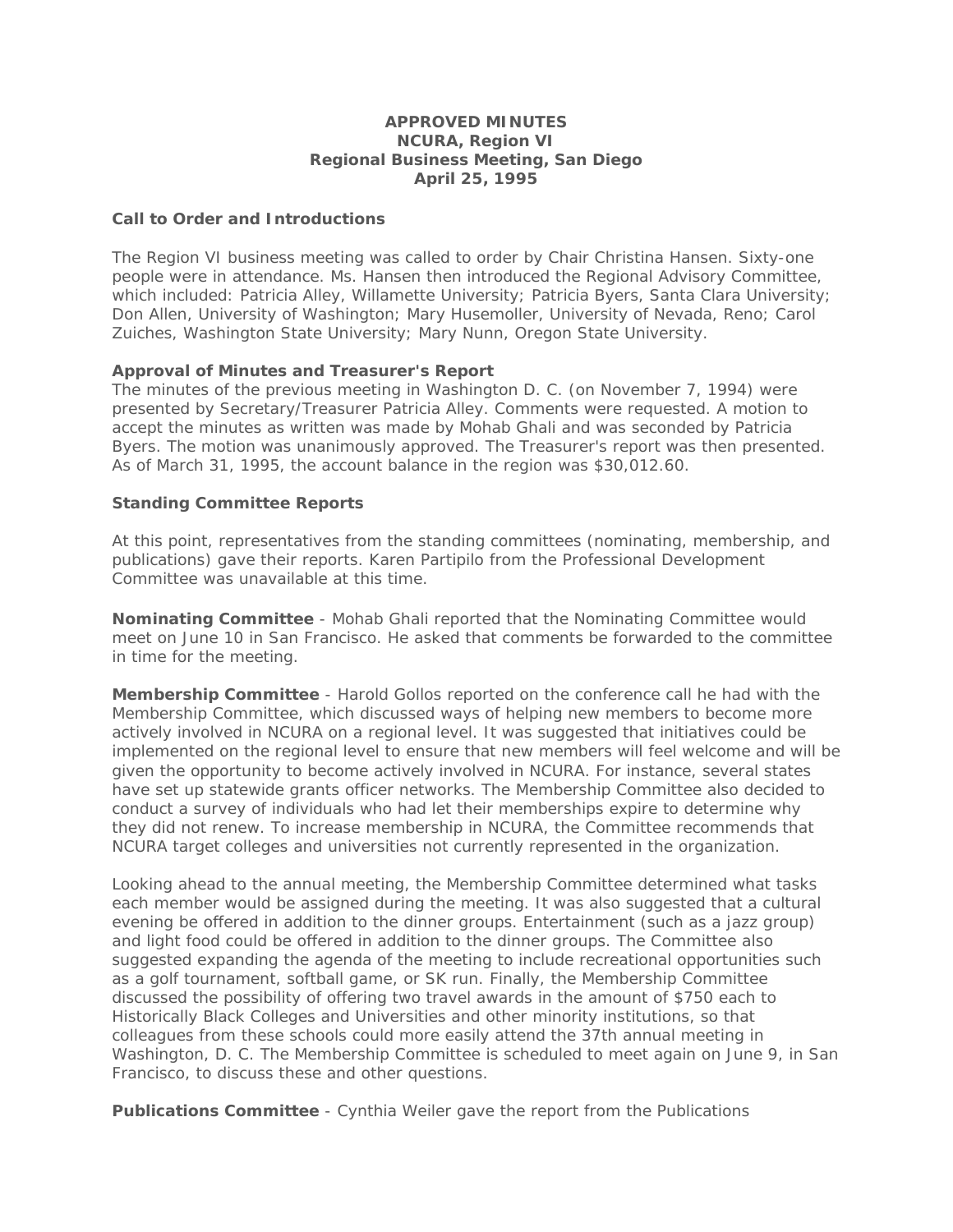**APPROVED MINUTES**
**NCURA, Region VI**
**Regional Business Meeting, San Diego**
**April 25, 1995**

**Call to Order and Introductions**

The Region VI business meeting was called to order by Chair Christina Hansen. Sixty-one people were in attendance. Ms. Hansen then introduced the Regional Advisory Committee, which included: Patricia Alley, Willamette University; Patricia Byers, Santa Clara University; Don Allen, University of Washington; Mary Husemoller, University of Nevada, Reno; Carol Zuiches, Washington State University; Mary Nunn, Oregon State University.

**Approval of Minutes and Treasurer's Report**

The minutes of the previous meeting in Washington D. C. (on November 7, 1994) were presented by Secretary/Treasurer Patricia Alley. Comments were requested. A motion to accept the minutes as written was made by Mohab Ghali and was seconded by Patricia Byers. The motion was unanimously approved. The Treasurer's report was then presented. As of March 31, 1995, the account balance in the region was $30,012.60.

**Standing Committee Reports**

At this point, representatives from the standing committees (nominating, membership, and publications) gave their reports. Karen Partipilo from the Professional Development Committee was unavailable at this time.

**Nominating Committee** - Mohab Ghali reported that the Nominating Committee would meet on June 10 in San Francisco. He asked that comments be forwarded to the committee in time for the meeting.

**Membership Committee** - Harold Gollos reported on the conference call he had with the Membership Committee, which discussed ways of helping new members to become more actively involved in NCURA on a regional level. It was suggested that initiatives could be implemented on the regional level to ensure that new members will feel welcome and will be given the opportunity to become actively involved in NCURA. For instance, several states have set up statewide grants officer networks. The Membership Committee also decided to conduct a survey of individuals who had let their memberships expire to determine why they did not renew. To increase membership in NCURA, the Committee recommends that NCURA target colleges and universities not currently represented in the organization.

Looking ahead to the annual meeting, the Membership Committee determined what tasks each member would be assigned during the meeting. It was also suggested that a cultural evening be offered in addition to the dinner groups. Entertainment (such as a jazz group) and light food could be offered in addition to the dinner groups. The Committee also suggested expanding the agenda of the meeting to include recreational opportunities such as a golf tournament, softball game, or SK run. Finally, the Membership Committee discussed the possibility of offering two travel awards in the amount of $750 each to Historically Black Colleges and Universities and other minority institutions, so that colleagues from these schools could more easily attend the 37th annual meeting in Washington, D. C. The Membership Committee is scheduled to meet again on June 9, in San Francisco, to discuss these and other questions.

**Publications Committee** - Cynthia Weiler gave the report from the Publications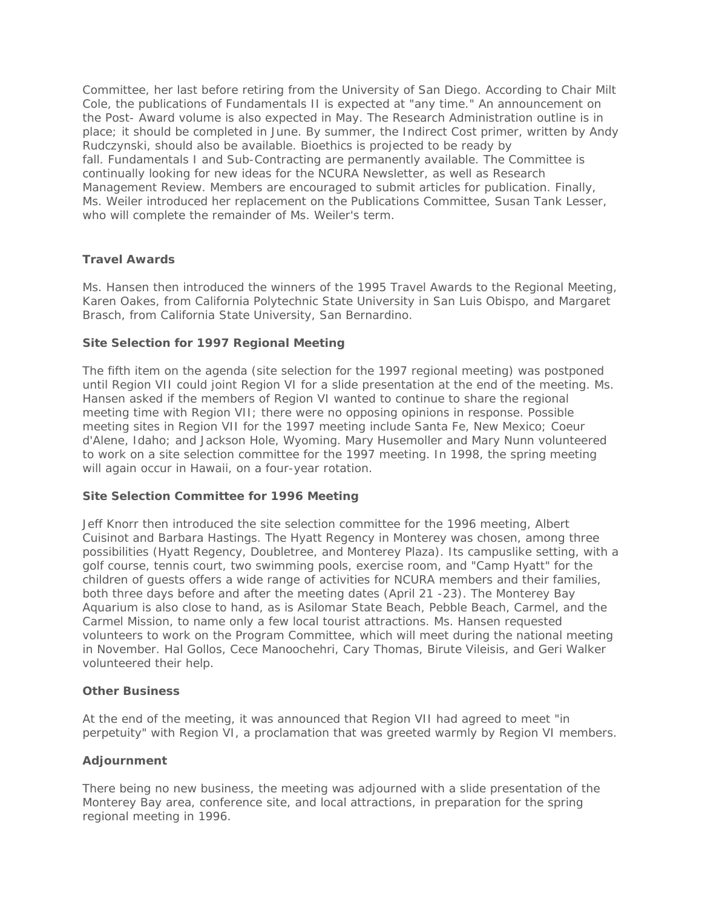Committee, her last before retiring from the University of San Diego. According to Chair Milt Cole, the publications of Fundamentals II is expected at "any time." An announcement on the Post- Award volume is also expected in May. The Research Administration outline is in place; it should be completed in June. By summer, the Indirect Cost primer, written by Andy Rudczynski, should also be available. Bioethics is projected to be ready by fall. Fundamentals I and Sub-Contracting are permanently available. The Committee is continually looking for new ideas for the NCURA Newsletter, as well as Research Management Review. Members are encouraged to submit articles for publication. Finally, Ms. Weiler introduced her replacement on the Publications Committee, Susan Tank Lesser, who will complete the remainder of Ms. Weiler's term.

**Travel Awards**

Ms. Hansen then introduced the winners of the 1995 Travel Awards to the Regional Meeting, Karen Oakes, from California Polytechnic State University in San Luis Obispo, and Margaret Brasch, from California State University, San Bernardino.

**Site Selection for 1997 Regional Meeting**

The fifth item on the agenda (site selection for the 1997 regional meeting) was postponed until Region VII could joint Region VI for a slide presentation at the end of the meeting. Ms. Hansen asked if the members of Region VI wanted to continue to share the regional meeting time with Region VII; there were no opposing opinions in response. Possible meeting sites in Region VII for the 1997 meeting include Santa Fe, New Mexico; Coeur d'Alene, Idaho; and Jackson Hole, Wyoming. Mary Husemoller and Mary Nunn volunteered to work on a site selection committee for the 1997 meeting. In 1998, the spring meeting will again occur in Hawaii, on a four-year rotation.

**Site Selection Committee for 1996 Meeting**

Jeff Knorr then introduced the site selection committee for the 1996 meeting, Albert Cuisinot and Barbara Hastings. The Hyatt Regency in Monterey was chosen, among three possibilities (Hyatt Regency, Doubletree, and Monterey Plaza). Its campuslike setting, with a golf course, tennis court, two swimming pools, exercise room, and "Camp Hyatt" for the children of guests offers a wide range of activities for NCURA members and their families, both three days before and after the meeting dates (April 21 -23). The Monterey Bay Aquarium is also close to hand, as is Asilomar State Beach, Pebble Beach, Carmel, and the Carmel Mission, to name only a few local tourist attractions. Ms. Hansen requested volunteers to work on the Program Committee, which will meet during the national meeting in November. Hal Gollos, Cece Manoochehri, Cary Thomas, Birute Vileisis, and Geri Walker volunteered their help.

**Other Business**

At the end of the meeting, it was announced that Region VII had agreed to meet "in perpetuity" with Region VI, a proclamation that was greeted warmly by Region VI members.

**Adjournment**

There being no new business, the meeting was adjourned with a slide presentation of the Monterey Bay area, conference site, and local attractions, in preparation for the spring regional meeting in 1996.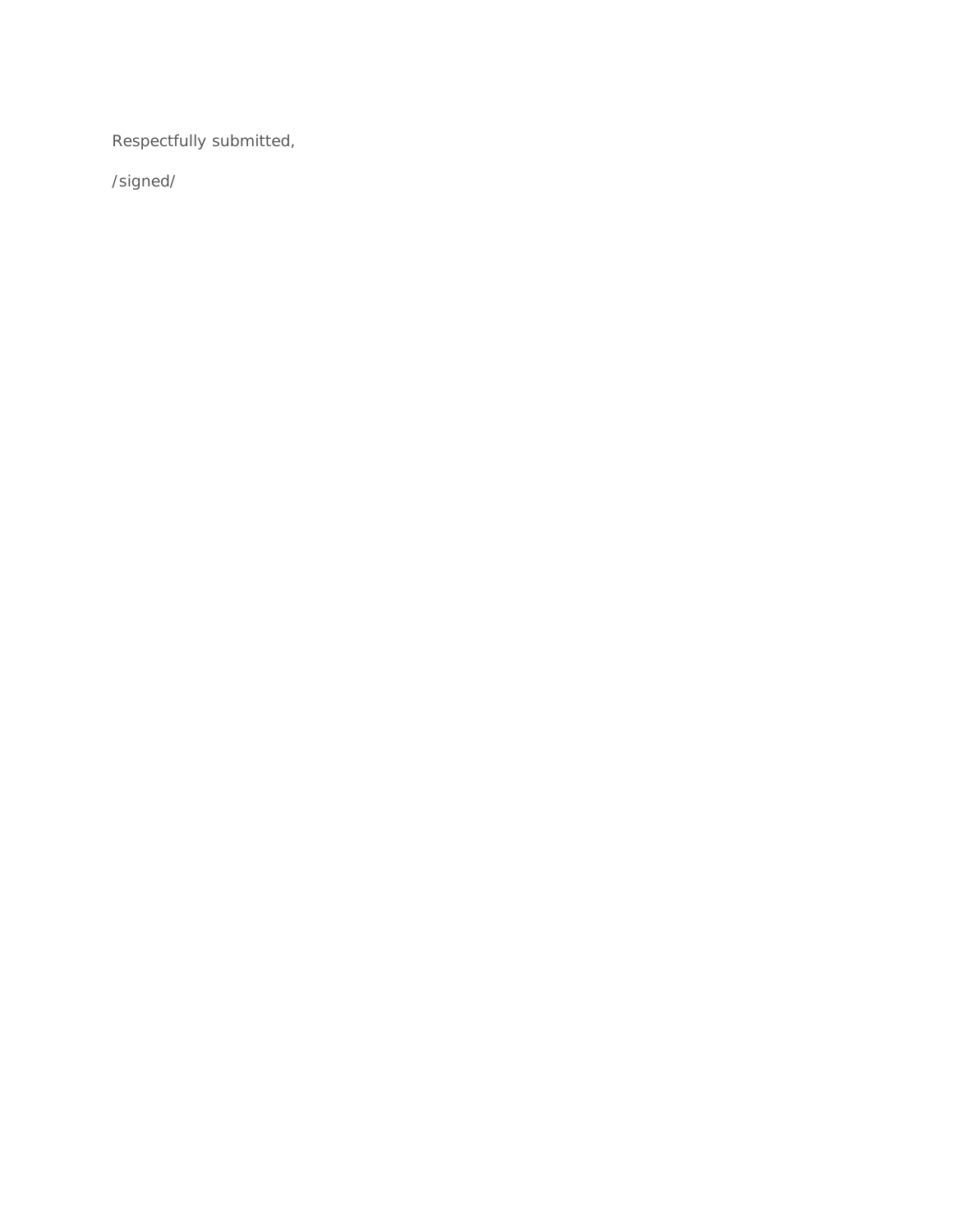Respectfully submitted,

/signed/